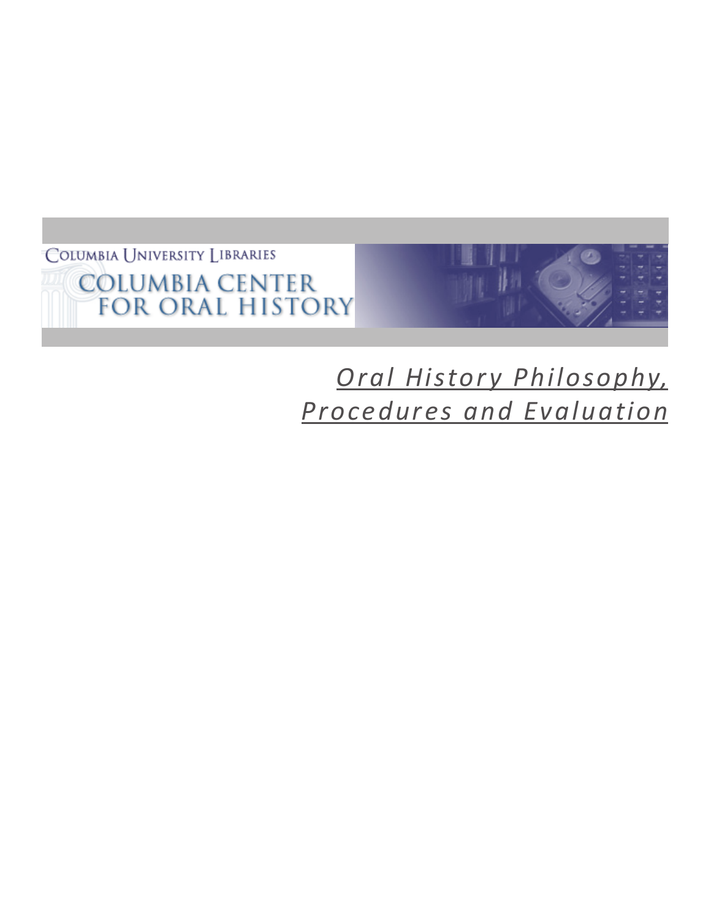Columbia University Libraries

# Columbia Center for Oral History

## *Oral History Philosophy, Procedures and Evaluation*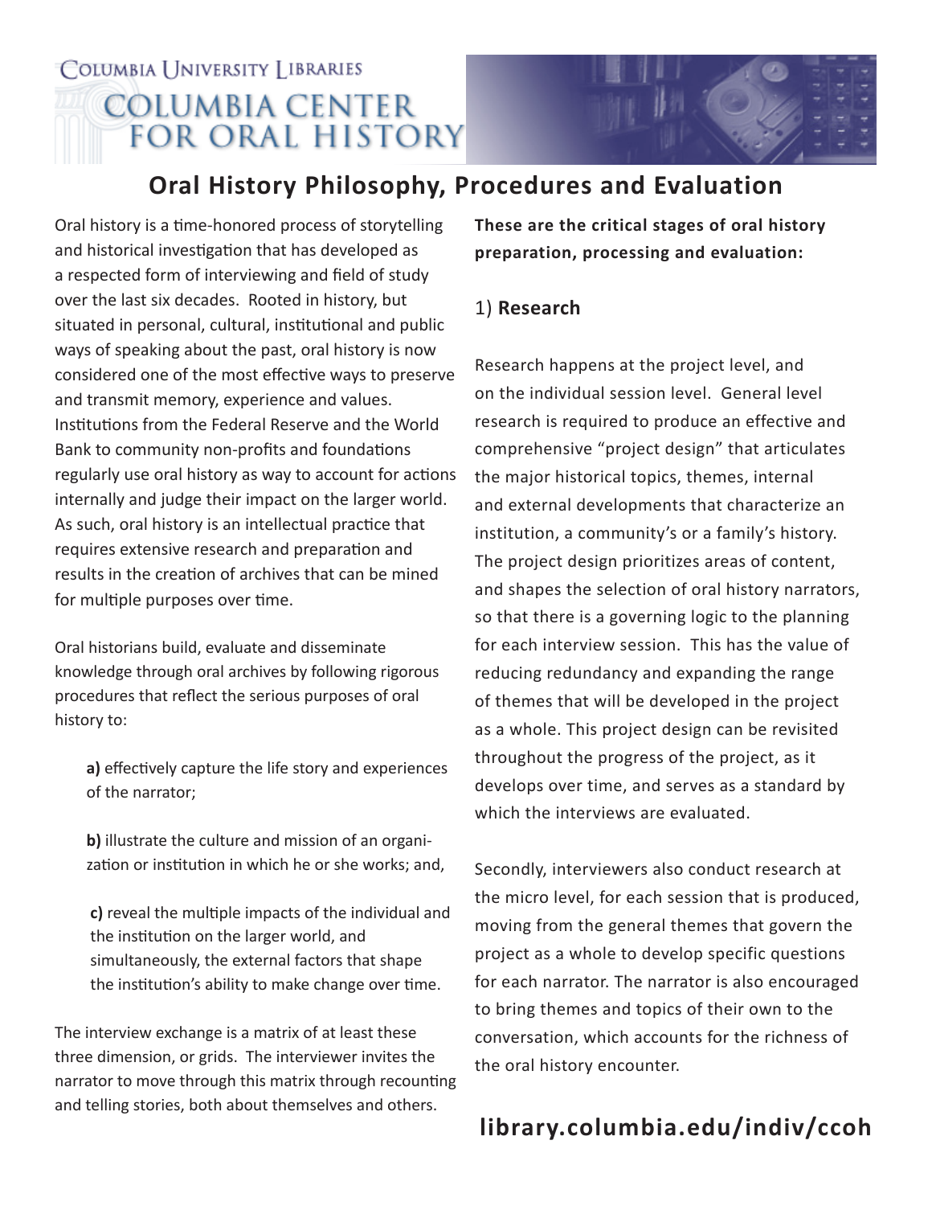Columbia University Libraries

# Columbia Center for Oral History

## Oral History Philosophy, Procedures and Evaluation

Oral history is a time-honored process of storytelling and historical investigation that has developed as a respected form of interviewing and field of study over the last six decades. Rooted in history, but situated in personal, cultural, institutional and public ways of speaking about the past, oral history is now considered one of the most effective ways to preserve and transmit memory, experience and values. Institutions from the Federal Reserve and the World Bank to community non-profits and foundations regularly use oral history as way to account for actions internally and judge their impact on the larger world. As such, oral history is an intellectual practice that requires extensive research and preparation and results in the creation of archives that can be mined for multiple purposes over time.

Oral historians build, evaluate and disseminate knowledge through oral archives by following rigorous procedures that reflect the serious purposes of oral history to:

**a)** effectively capture the life story and experiences of the narrator;

**b)** illustrate the culture and mission of an organization or institution in which he or she works; and,

**c)** reveal the multiple impacts of the individual and the institution on the larger world, and simultaneously, the external factors that shape the institution's ability to make change over time.

The interview exchange is a matrix of at least these three dimension, or grids. The interviewer invites the narrator to move through this matrix through recounting and telling stories, both about themselves and others.

**These are the critical stages of oral history preparation, processing and evaluation:**

### 1) **Research**

Research happens at the project level, and on the individual session level. General level research is required to produce an effective and comprehensive "project design" that articulates the major historical topics, themes, internal and external developments that characterize an institution, a community's or a family's history. The project design prioritizes areas of content, and shapes the selection of oral history narrators, so that there is a governing logic to the planning for each interview session. This has the value of reducing redundancy and expanding the range of themes that will be developed in the project as a whole. This project design can be revisited throughout the progress of the project, as it develops over time, and serves as a standard by which the interviews are evaluated.

Secondly, interviewers also conduct research at the micro level, for each session that is produced, moving from the general themes that govern the project as a whole to develop specific questions for each narrator. The narrator is also encouraged to bring themes and topics of their own to the conversation, which accounts for the richness of the oral history encounter.

**library.columbia.edu/indiv/ccoh**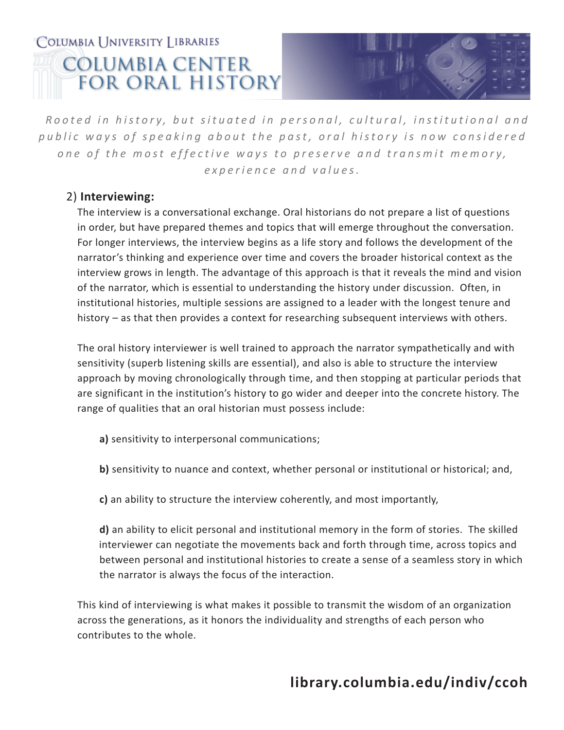*Rooted in history, but situated in personal, cultural, institutional and public ways of speaking about the past, oral history is now considered one of the most effective ways to preserve and transmit memory, experience and values.*

## 2) **Interviewing:**

The interview is a conversational exchange. Oral historians do not prepare a list of questions in order, but have prepared themes and topics that will emerge throughout the conversation. For longer interviews, the interview begins as a life story and follows the development of the narrator's thinking and experience over time and covers the broader historical context as the interview grows in length. The advantage of this approach is that it reveals the mind and vision of the narrator, which is essential to understanding the history under discussion. Often, in institutional histories, multiple sessions are assigned to a leader with the longest tenure and history – as that then provides a context for researching subsequent interviews with others.

The oral history interviewer is well trained to approach the narrator sympathetically and with sensitivity (superb listening skills are essential), and also is able to structure the interview approach by moving chronologically through time, and then stopping at particular periods that are significant in the institution's history to go wider and deeper into the concrete history. The range of qualities that an oral historian must possess include:

**a)** sensitivity to interpersonal communications;

**b)** sensitivity to nuance and context, whether personal or institutional or historical; and,

**c)** an ability to structure the interview coherently, and most importantly,

**d)** an ability to elicit personal and institutional memory in the form of stories. The skilled interviewer can negotiate the movements back and forth through time, across topics and between personal and institutional histories to create a sense of a seamless story in which the narrator is always the focus of the interaction.

This kind of interviewing is what makes it possible to transmit the wisdom of an organization across the generations, as it honors the individuality and strengths of each person who contributes to the whole.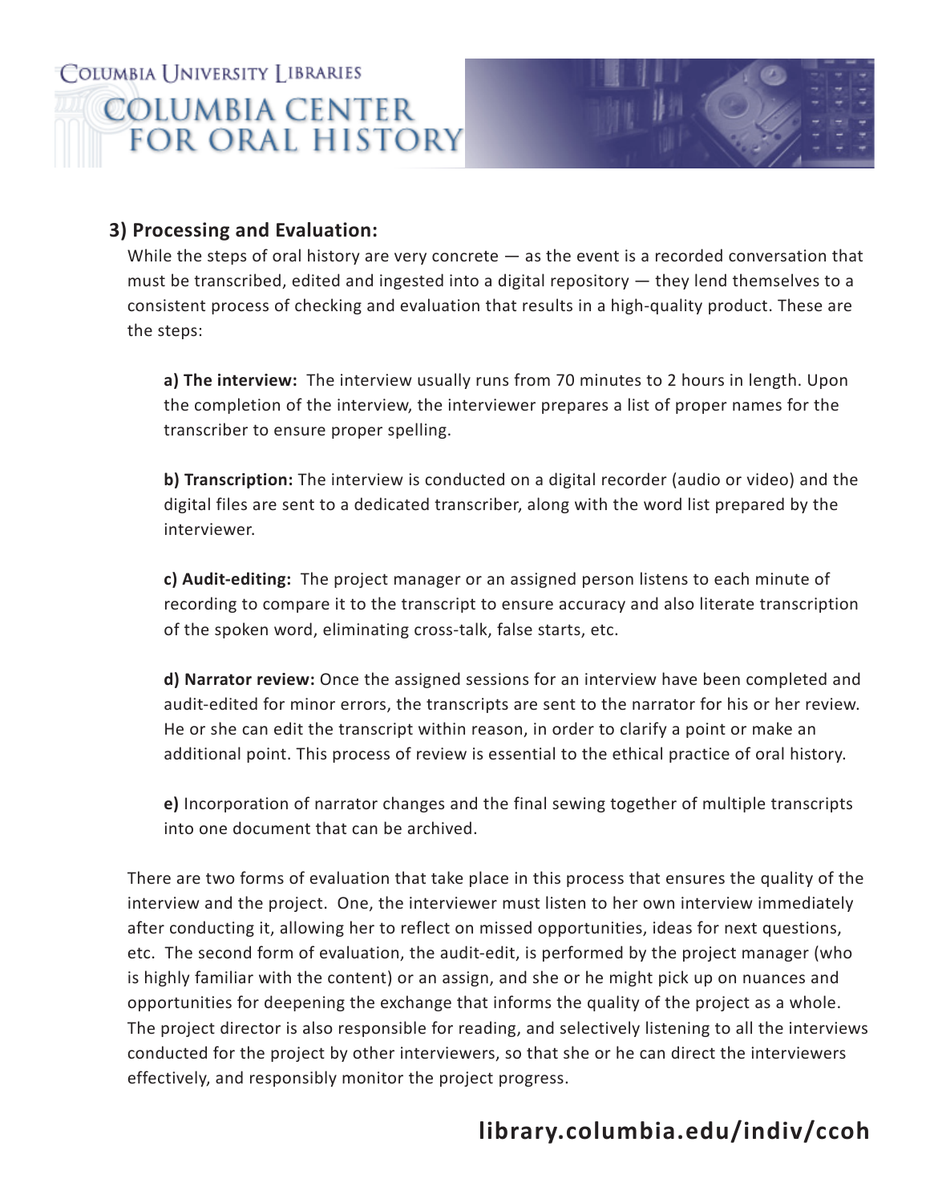### 3) Processing and Evaluation:

While the steps of oral history are very concrete — as the event is a recorded conversation that must be transcribed, edited and ingested into a digital repository — they lend themselves to a consistent process of checking and evaluation that results in a high-quality product. These are the steps:

**a) The interview:** The interview usually runs from 70 minutes to 2 hours in length. Upon the completion of the interview, the interviewer prepares a list of proper names for the transcriber to ensure proper spelling.

**b) Transcription:** The interview is conducted on a digital recorder (audio or video) and the digital files are sent to a dedicated transcriber, along with the word list prepared by the interviewer.

**c) Audit-editing:** The project manager or an assigned person listens to each minute of recording to compare it to the transcript to ensure accuracy and also literate transcription of the spoken word, eliminating cross-talk, false starts, etc.

**d) Narrator review:** Once the assigned sessions for an interview have been completed and audit-edited for minor errors, the transcripts are sent to the narrator for his or her review. He or she can edit the transcript within reason, in order to clarify a point or make an additional point. This process of review is essential to the ethical practice of oral history.

**e)** Incorporation of narrator changes and the final sewing together of multiple transcripts into one document that can be archived.

There are two forms of evaluation that take place in this process that ensures the quality of the interview and the project. One, the interviewer must listen to her own interview immediately after conducting it, allowing her to reflect on missed opportunities, ideas for next questions, etc. The second form of evaluation, the audit-edit, is performed by the project manager (who is highly familiar with the content) or an assign, and she or he might pick up on nuances and opportunities for deepening the exchange that informs the quality of the project as a whole. The project director is also responsible for reading, and selectively listening to all the interviews conducted for the project by other interviewers, so that she or he can direct the interviewers effectively, and responsibly monitor the project progress.